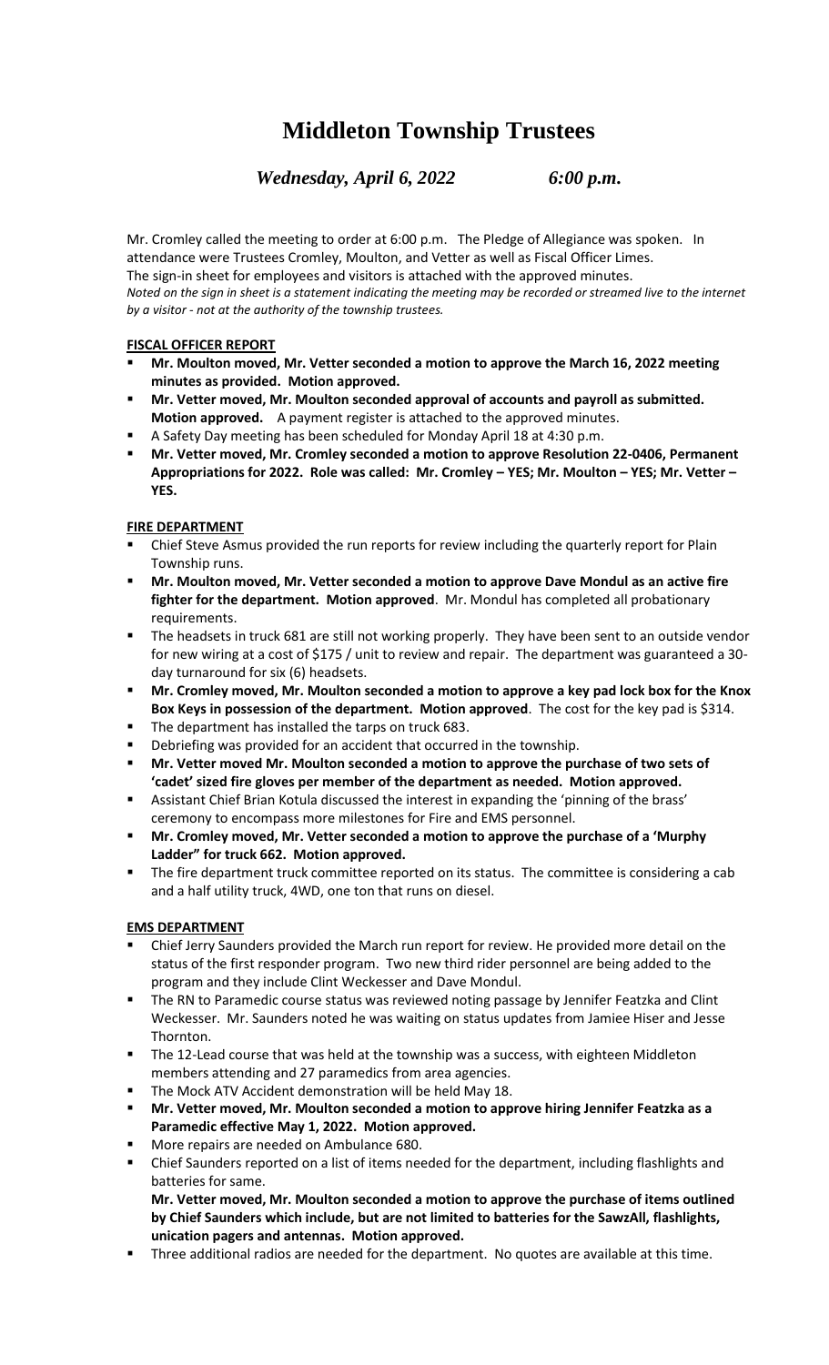# Middleton Township Trustees

*Wednesday, April 6, 2022 6:00 p.m.*

Mr. Cromley called the meeting to order at 6:00 p.m. The Pledge of Allegiance was spoken. In attendance were Trustees Cromley, Moulton, and Vetter as well as Fiscal Officer Limes.
The sign-in sheet for employees and visitors is attached with the approved minutes.
*Noted on the sign in sheet is a statement indicating the meeting may be recorded or streamed live to the internet by a visitor - not at the authority of the township trustees.*

**FISCAL OFFICER REPORT**

- **Mr. Moulton moved, Mr. Vetter seconded a motion to approve the March 16, 2022 meeting minutes as provided. Motion approved.**
- **Mr. Vetter moved, Mr. Moulton seconded approval of accounts and payroll as submitted. Motion approved.** A payment register is attached to the approved minutes.
- A Safety Day meeting has been scheduled for Monday April 18 at 4:30 p.m.
- **Mr. Vetter moved, Mr. Cromley seconded a motion to approve Resolution 22-0406, Permanent Appropriations for 2022. Role was called: Mr. Cromley – YES; Mr. Moulton – YES; Mr. Vetter – YES.**

**FIRE DEPARTMENT**

- Chief Steve Asmus provided the run reports for review including the quarterly report for Plain Township runs.
- **Mr. Moulton moved, Mr. Vetter seconded a motion to approve Dave Mondul as an active fire fighter for the department. Motion approved**. Mr. Mondul has completed all probationary requirements.
- The headsets in truck 681 are still not working properly. They have been sent to an outside vendor for new wiring at a cost of $175 / unit to review and repair. The department was guaranteed a 30-day turnaround for six (6) headsets.
- **Mr. Cromley moved, Mr. Moulton seconded a motion to approve a key pad lock box for the Knox Box Keys in possession of the department. Motion approved**. The cost for the key pad is $314.
- The department has installed the tarps on truck 683.
- Debriefing was provided for an accident that occurred in the township.
- **Mr. Vetter moved Mr. Moulton seconded a motion to approve the purchase of two sets of 'cadet' sized fire gloves per member of the department as needed. Motion approved.**
- Assistant Chief Brian Kotula discussed the interest in expanding the 'pinning of the brass' ceremony to encompass more milestones for Fire and EMS personnel.
- **Mr. Cromley moved, Mr. Vetter seconded a motion to approve the purchase of a 'Murphy Ladder" for truck 662. Motion approved.**
- The fire department truck committee reported on its status. The committee is considering a cab and a half utility truck, 4WD, one ton that runs on diesel.

**EMS DEPARTMENT**

- Chief Jerry Saunders provided the March run report for review. He provided more detail on the status of the first responder program. Two new third rider personnel are being added to the program and they include Clint Weckesser and Dave Mondul.
- The RN to Paramedic course status was reviewed noting passage by Jennifer Featzka and Clint Weckesser. Mr. Saunders noted he was waiting on status updates from Jamiee Hiser and Jesse Thornton.
- The 12-Lead course that was held at the township was a success, with eighteen Middleton members attending and 27 paramedics from area agencies.
- The Mock ATV Accident demonstration will be held May 18.
- **Mr. Vetter moved, Mr. Moulton seconded a motion to approve hiring Jennifer Featzka as a Paramedic effective May 1, 2022. Motion approved.**
- More repairs are needed on Ambulance 680.
- Chief Saunders reported on a list of items needed for the department, including flashlights and batteries for same.
  **Mr. Vetter moved, Mr. Moulton seconded a motion to approve the purchase of items outlined by Chief Saunders which include, but are not limited to batteries for the SawzAll, flashlights, unication pagers and antennas. Motion approved.**
- Three additional radios are needed for the department. No quotes are available at this time.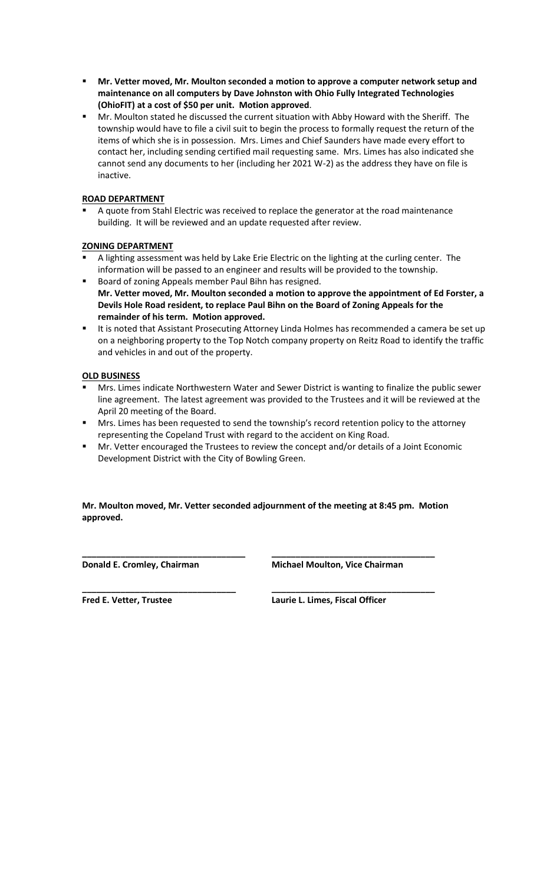- **Mr. Vetter moved, Mr. Moulton seconded a motion to approve a computer network setup and maintenance on all computers by Dave Johnston with Ohio Fully Integrated Technologies (OhioFIT) at a cost of $50 per unit. Motion approved**.
- Mr. Moulton stated he discussed the current situation with Abby Howard with the Sheriff. The township would have to file a civil suit to begin the process to formally request the return of the items of which she is in possession. Mrs. Limes and Chief Saunders have made every effort to contact her, including sending certified mail requesting same. Mrs. Limes has also indicated she cannot send any documents to her (including her 2021 W-2) as the address they have on file is inactive.

**ROAD DEPARTMENT**

- A quote from Stahl Electric was received to replace the generator at the road maintenance building. It will be reviewed and an update requested after review.

**ZONING DEPARTMENT**

- A lighting assessment was held by Lake Erie Electric on the lighting at the curling center. The information will be passed to an engineer and results will be provided to the township.
- Board of zoning Appeals member Paul Bihn has resigned.
  **Mr. Vetter moved, Mr. Moulton seconded a motion to approve the appointment of Ed Forster, a Devils Hole Road resident, to replace Paul Bihn on the Board of Zoning Appeals for the remainder of his term. Motion approved.**
- It is noted that Assistant Prosecuting Attorney Linda Holmes has recommended a camera be set up on a neighboring property to the Top Notch company property on Reitz Road to identify the traffic and vehicles in and out of the property.

**OLD BUSINESS**

- Mrs. Limes indicate Northwestern Water and Sewer District is wanting to finalize the public sewer line agreement. The latest agreement was provided to the Trustees and it will be reviewed at the April 20 meeting of the Board.
- Mrs. Limes has been requested to send the township's record retention policy to the attorney representing the Copeland Trust with regard to the accident on King Road.
- Mr. Vetter encouraged the Trustees to review the concept and/or details of a Joint Economic Development District with the City of Bowling Green.

**Mr. Moulton moved, Mr. Vetter seconded adjournment of the meeting at 8:45 pm. Motion approved.**

\_\_\_\_\_\_\_\_\_\_\_\_\_\_\_\_\_\_\_\_\_\_\_\_\_\_\_\_\_\_\_\_\_\_
**Donald E. Cromley, Chairman**

\_\_\_\_\_\_\_\_\_\_\_\_\_\_\_\_\_\_\_\_\_\_\_\_\_\_\_\_\_\_\_\_\_\_
**Michael Moulton, Vice Chairman**

\_\_\_\_\_\_\_\_\_\_\_\_\_\_\_\_\_\_\_\_\_\_\_\_\_\_\_\_\_\_\_\_\_\_
**Fred E. Vetter, Trustee**

\_\_\_\_\_\_\_\_\_\_\_\_\_\_\_\_\_\_\_\_\_\_\_\_\_\_\_\_\_\_\_\_\_\_
**Laurie L. Limes, Fiscal Officer**